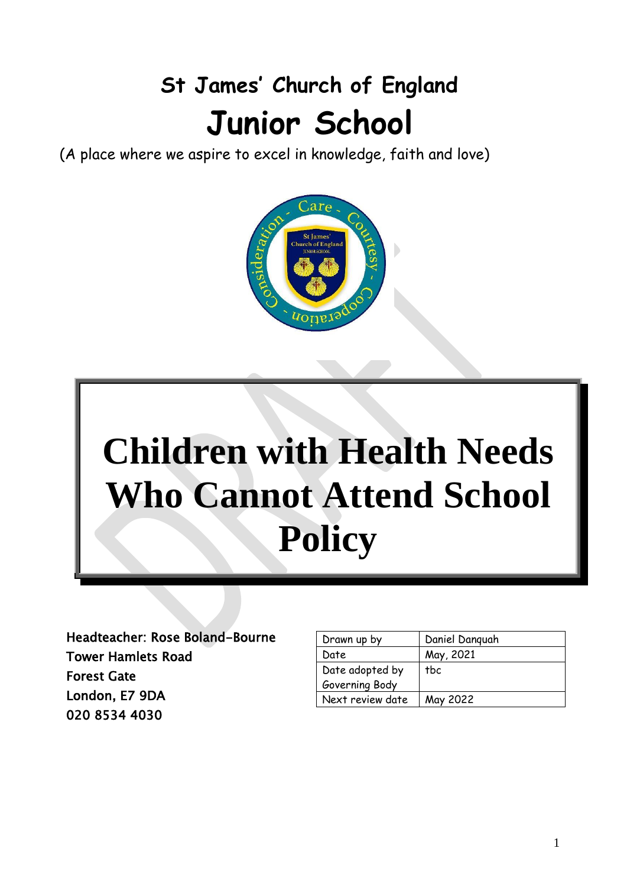# St James' Church of England
# Junior School

(A place where we aspire to excel in knowledge, faith and love)

# Children with Health Needs Who Cannot Attend School Policy

Headteacher: Rose Boland-Bourne
Tower Hamlets Road
Forest Gate
London, E7 9DA
020 8534 4030

| Drawn up by | Daniel Danquah |
|---|---|
| Date | May, 2021 |
| Date adopted by Governing Body | tbc |
| Next review date | May 2022 |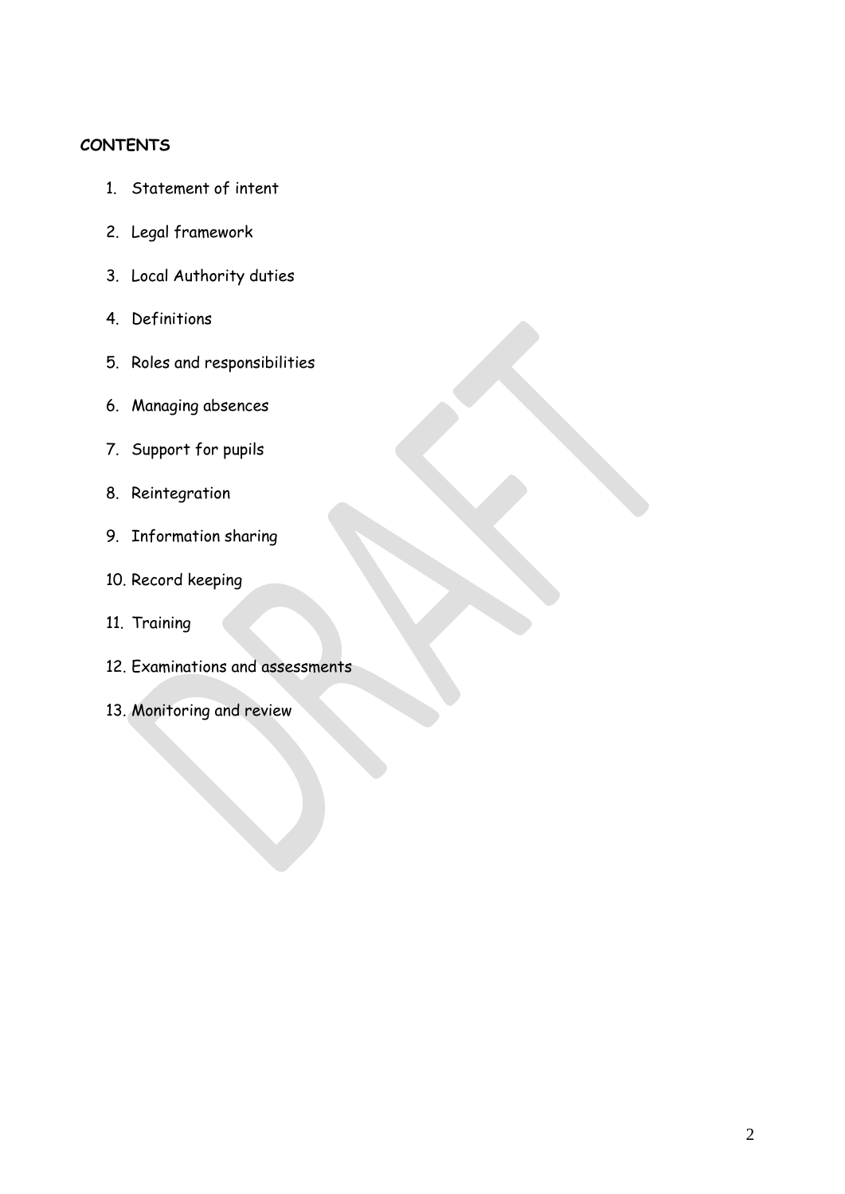**CONTENTS**

1. Statement of intent
2. Legal framework
3. Local Authority duties
4. Definitions
5. Roles and responsibilities
6. Managing absences
7. Support for pupils
8. Reintegration
9. Information sharing
10. Record keeping
11. Training
12. Examinations and assessments
13. Monitoring and review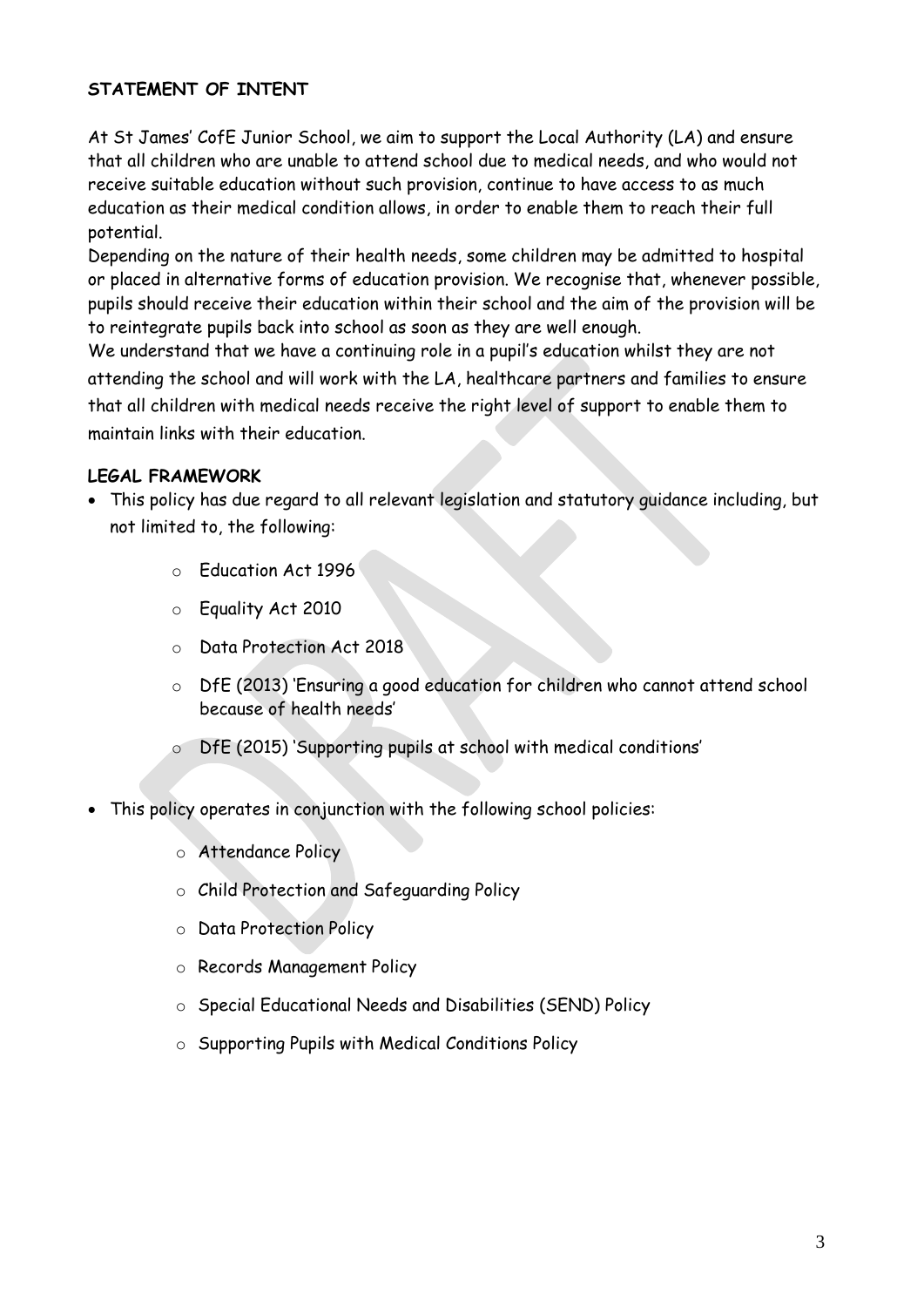## STATEMENT OF INTENT

At St James' CofE Junior School, we aim to support the Local Authority (LA) and ensure that all children who are unable to attend school due to medical needs, and who would not receive suitable education without such provision, continue to have access to as much education as their medical condition allows, in order to enable them to reach their full potential.

Depending on the nature of their health needs, some children may be admitted to hospital or placed in alternative forms of education provision. We recognise that, whenever possible, pupils should receive their education within their school and the aim of the provision will be to reintegrate pupils back into school as soon as they are well enough.

We understand that we have a continuing role in a pupil's education whilst they are not attending the school and will work with the LA, healthcare partners and families to ensure that all children with medical needs receive the right level of support to enable them to maintain links with their education.

## LEGAL FRAMEWORK

- This policy has due regard to all relevant legislation and statutory guidance including, but not limited to, the following:
  - Education Act 1996
  - Equality Act 2010
  - Data Protection Act 2018
  - DfE (2013) 'Ensuring a good education for children who cannot attend school because of health needs'
  - DfE (2015) 'Supporting pupils at school with medical conditions'
- This policy operates in conjunction with the following school policies:
  - Attendance Policy
  - Child Protection and Safeguarding Policy
  - Data Protection Policy
  - Records Management Policy
  - Special Educational Needs and Disabilities (SEND) Policy
  - Supporting Pupils with Medical Conditions Policy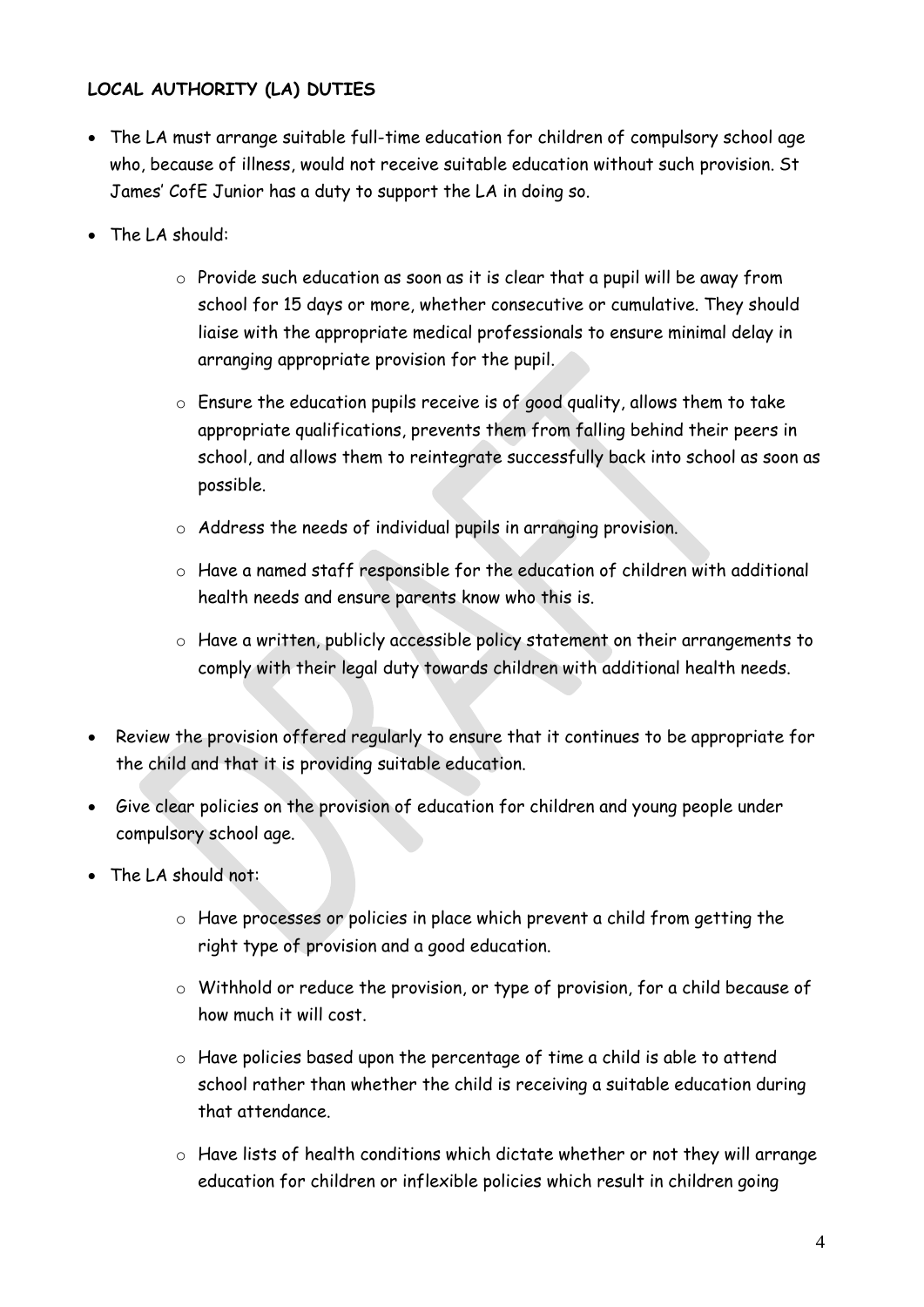**LOCAL AUTHORITY (LA) DUTIES**

- The LA must arrange suitable full-time education for children of compulsory school age who, because of illness, would not receive suitable education without such provision. St James' CofE Junior has a duty to support the LA in doing so.
- The LA should:
    - Provide such education as soon as it is clear that a pupil will be away from school for 15 days or more, whether consecutive or cumulative. They should liaise with the appropriate medical professionals to ensure minimal delay in arranging appropriate provision for the pupil.
    - Ensure the education pupils receive is of good quality, allows them to take appropriate qualifications, prevents them from falling behind their peers in school, and allows them to reintegrate successfully back into school as soon as possible.
    - Address the needs of individual pupils in arranging provision.
    - Have a named staff responsible for the education of children with additional health needs and ensure parents know who this is.
    - Have a written, publicly accessible policy statement on their arrangements to comply with their legal duty towards children with additional health needs.
- Review the provision offered regularly to ensure that it continues to be appropriate for the child and that it is providing suitable education.
- Give clear policies on the provision of education for children and young people under compulsory school age.
- The LA should not:
    - Have processes or policies in place which prevent a child from getting the right type of provision and a good education.
    - Withhold or reduce the provision, or type of provision, for a child because of how much it will cost.
    - Have policies based upon the percentage of time a child is able to attend school rather than whether the child is receiving a suitable education during that attendance.
    - Have lists of health conditions which dictate whether or not they will arrange education for children or inflexible policies which result in children going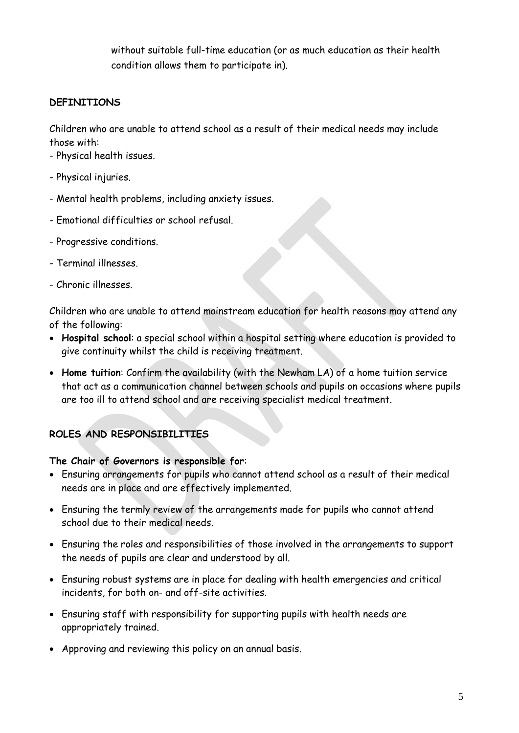without suitable full-time education (or as much education as their health condition allows them to participate in).

## DEFINITIONS

Children who are unable to attend school as a result of their medical needs may include those with:

- Physical health issues.
- Physical injuries.
- Mental health problems, including anxiety issues.
- Emotional difficulties or school refusal.
- Progressive conditions.
- Terminal illnesses.
- Chronic illnesses.

Children who are unable to attend mainstream education for health reasons may attend any of the following:

- **Hospital school**: a special school within a hospital setting where education is provided to give continuity whilst the child is receiving treatment.
- **Home tuition**: Confirm the availability (with the Newham LA) of a home tuition service that act as a communication channel between schools and pupils on occasions where pupils are too ill to attend school and are receiving specialist medical treatment.

## ROLES AND RESPONSIBILITIES

**The Chair of Governors is responsible for**:

- Ensuring arrangements for pupils who cannot attend school as a result of their medical needs are in place and are effectively implemented.
- Ensuring the termly review of the arrangements made for pupils who cannot attend school due to their medical needs.
- Ensuring the roles and responsibilities of those involved in the arrangements to support the needs of pupils are clear and understood by all.
- Ensuring robust systems are in place for dealing with health emergencies and critical incidents, for both on- and off-site activities.
- Ensuring staff with responsibility for supporting pupils with health needs are appropriately trained.
- Approving and reviewing this policy on an annual basis.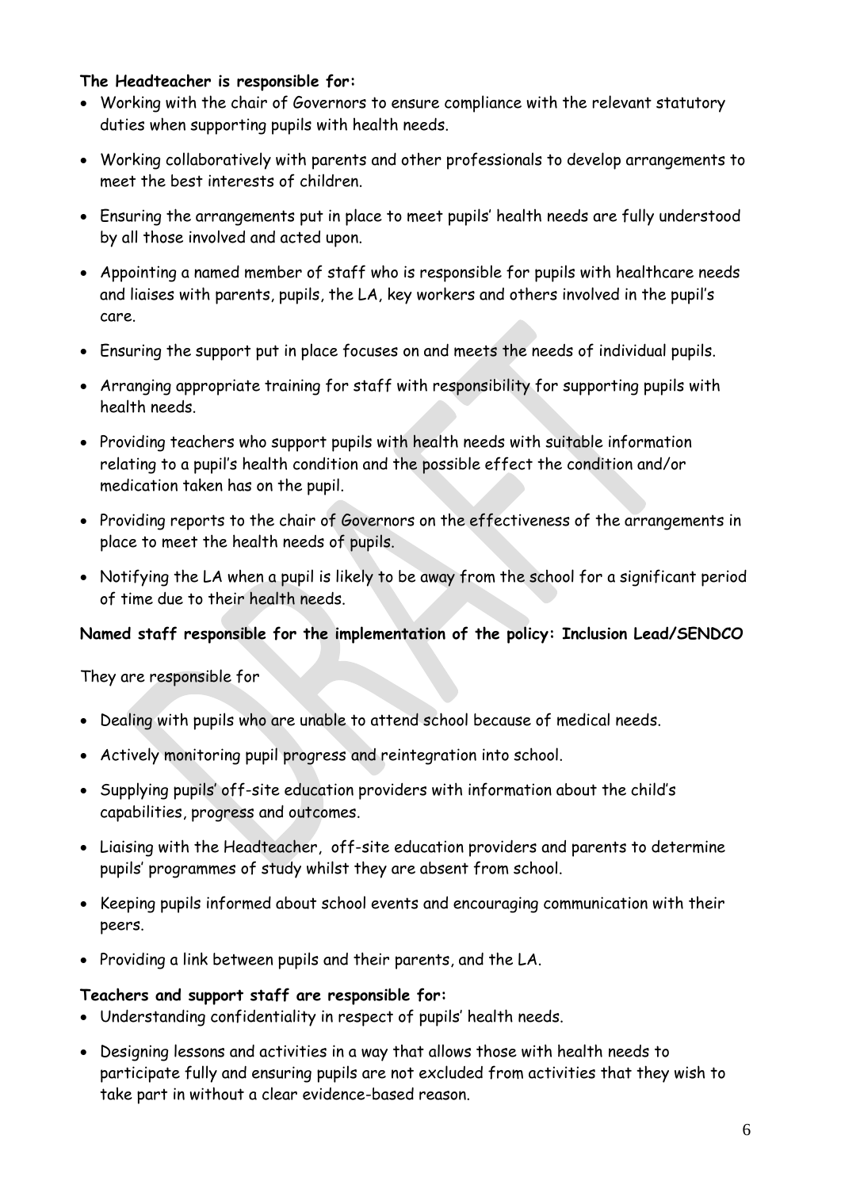**The Headteacher is responsible for:**

- Working with the chair of Governors to ensure compliance with the relevant statutory duties when supporting pupils with health needs.
- Working collaboratively with parents and other professionals to develop arrangements to meet the best interests of children.
- Ensuring the arrangements put in place to meet pupils' health needs are fully understood by all those involved and acted upon.
- Appointing a named member of staff who is responsible for pupils with healthcare needs and liaises with parents, pupils, the LA, key workers and others involved in the pupil's care.
- Ensuring the support put in place focuses on and meets the needs of individual pupils.
- Arranging appropriate training for staff with responsibility for supporting pupils with health needs.
- Providing teachers who support pupils with health needs with suitable information relating to a pupil's health condition and the possible effect the condition and/or medication taken has on the pupil.
- Providing reports to the chair of Governors on the effectiveness of the arrangements in place to meet the health needs of pupils.
- Notifying the LA when a pupil is likely to be away from the school for a significant period of time due to their health needs.

**Named staff responsible for the implementation of the policy: Inclusion Lead/SENDCO**

They are responsible for

- Dealing with pupils who are unable to attend school because of medical needs.
- Actively monitoring pupil progress and reintegration into school.
- Supplying pupils' off-site education providers with information about the child's capabilities, progress and outcomes.
- Liaising with the Headteacher, off-site education providers and parents to determine pupils' programmes of study whilst they are absent from school.
- Keeping pupils informed about school events and encouraging communication with their peers.
- Providing a link between pupils and their parents, and the LA.

**Teachers and support staff are responsible for:**

- Understanding confidentiality in respect of pupils' health needs.
- Designing lessons and activities in a way that allows those with health needs to participate fully and ensuring pupils are not excluded from activities that they wish to take part in without a clear evidence-based reason.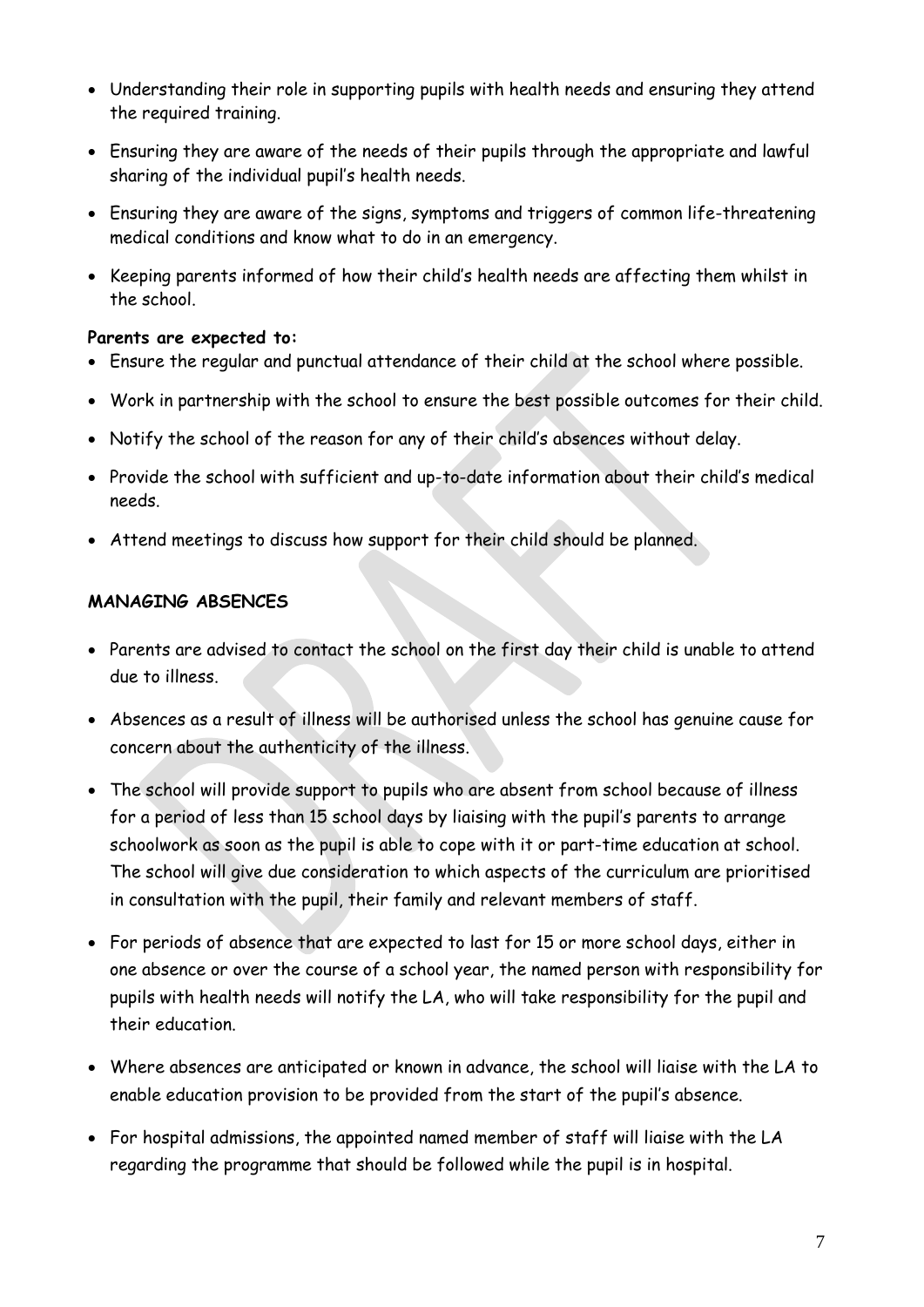- Understanding their role in supporting pupils with health needs and ensuring they attend the required training.
- Ensuring they are aware of the needs of their pupils through the appropriate and lawful sharing of the individual pupil's health needs.
- Ensuring they are aware of the signs, symptoms and triggers of common life-threatening medical conditions and know what to do in an emergency.
- Keeping parents informed of how their child's health needs are affecting them whilst in the school.

**Parents are expected to:**

- Ensure the regular and punctual attendance of their child at the school where possible.
- Work in partnership with the school to ensure the best possible outcomes for their child.
- Notify the school of the reason for any of their child's absences without delay.
- Provide the school with sufficient and up-to-date information about their child's medical needs.
- Attend meetings to discuss how support for their child should be planned.

**MANAGING ABSENCES**

- Parents are advised to contact the school on the first day their child is unable to attend due to illness.
- Absences as a result of illness will be authorised unless the school has genuine cause for concern about the authenticity of the illness.
- The school will provide support to pupils who are absent from school because of illness for a period of less than 15 school days by liaising with the pupil's parents to arrange schoolwork as soon as the pupil is able to cope with it or part-time education at school. The school will give due consideration to which aspects of the curriculum are prioritised in consultation with the pupil, their family and relevant members of staff.
- For periods of absence that are expected to last for 15 or more school days, either in one absence or over the course of a school year, the named person with responsibility for pupils with health needs will notify the LA, who will take responsibility for the pupil and their education.
- Where absences are anticipated or known in advance, the school will liaise with the LA to enable education provision to be provided from the start of the pupil's absence.
- For hospital admissions, the appointed named member of staff will liaise with the LA regarding the programme that should be followed while the pupil is in hospital.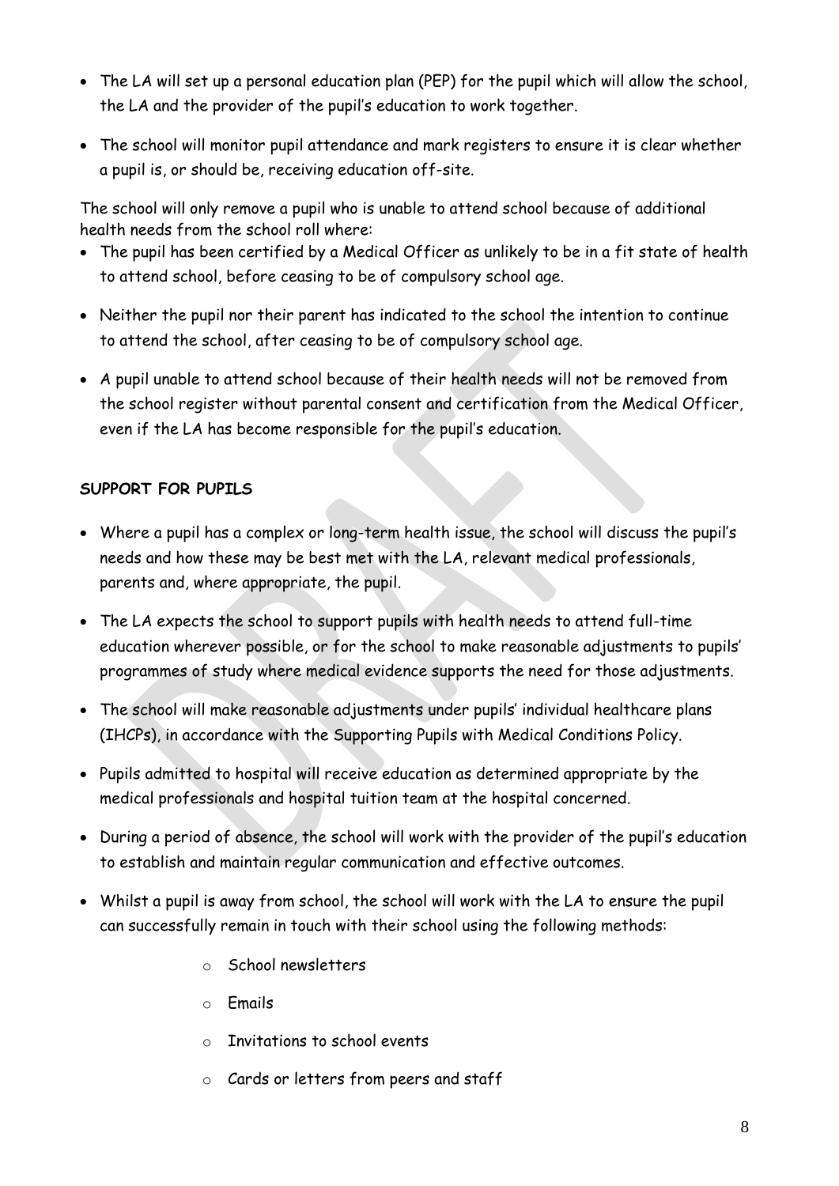- The LA will set up a personal education plan (PEP) for the pupil which will allow the school, the LA and the provider of the pupil's education to work together.
- The school will monitor pupil attendance and mark registers to ensure it is clear whether a pupil is, or should be, receiving education off-site.

The school will only remove a pupil who is unable to attend school because of additional health needs from the school roll where:

- The pupil has been certified by a Medical Officer as unlikely to be in a fit state of health to attend school, before ceasing to be of compulsory school age.
- Neither the pupil nor their parent has indicated to the school the intention to continue to attend the school, after ceasing to be of compulsory school age.
- A pupil unable to attend school because of their health needs will not be removed from the school register without parental consent and certification from the Medical Officer, even if the LA has become responsible for the pupil's education.

**SUPPORT FOR PUPILS**

- Where a pupil has a complex or long-term health issue, the school will discuss the pupil's needs and how these may be best met with the LA, relevant medical professionals, parents and, where appropriate, the pupil.
- The LA expects the school to support pupils with health needs to attend full-time education wherever possible, or for the school to make reasonable adjustments to pupils' programmes of study where medical evidence supports the need for those adjustments.
- The school will make reasonable adjustments under pupils' individual healthcare plans (IHCPs), in accordance with the Supporting Pupils with Medical Conditions Policy.
- Pupils admitted to hospital will receive education as determined appropriate by the medical professionals and hospital tuition team at the hospital concerned.
- During a period of absence, the school will work with the provider of the pupil's education to establish and maintain regular communication and effective outcomes.
- Whilst a pupil is away from school, the school will work with the LA to ensure the pupil can successfully remain in touch with their school using the following methods:
  - School newsletters
  - Emails
  - Invitations to school events
  - Cards or letters from peers and staff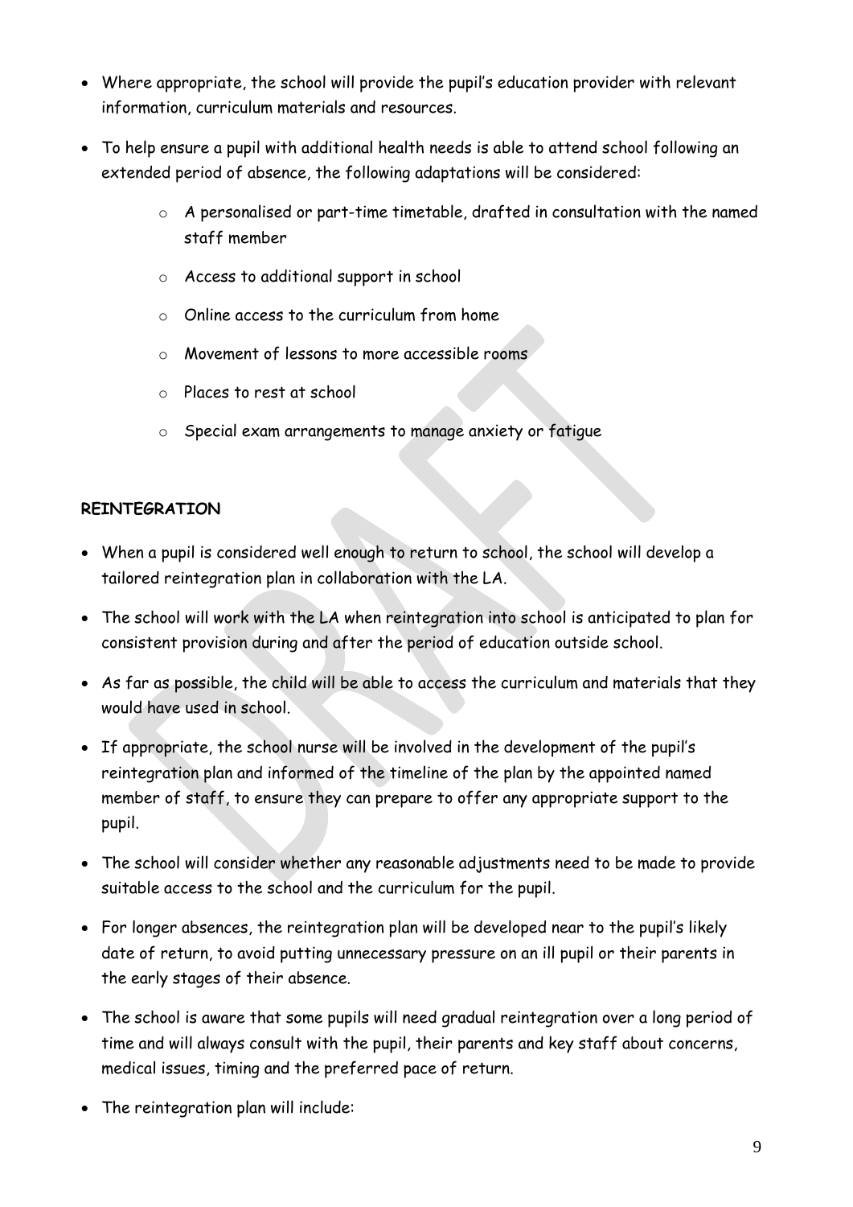- Where appropriate, the school will provide the pupil's education provider with relevant information, curriculum materials and resources.
- To help ensure a pupil with additional health needs is able to attend school following an extended period of absence, the following adaptations will be considered:
  - A personalised or part-time timetable, drafted in consultation with the named staff member
  - Access to additional support in school
  - Online access to the curriculum from home
  - Movement of lessons to more accessible rooms
  - Places to rest at school
  - Special exam arrangements to manage anxiety or fatigue

**REINTEGRATION**

- When a pupil is considered well enough to return to school, the school will develop a tailored reintegration plan in collaboration with the LA.
- The school will work with the LA when reintegration into school is anticipated to plan for consistent provision during and after the period of education outside school.
- As far as possible, the child will be able to access the curriculum and materials that they would have used in school.
- If appropriate, the school nurse will be involved in the development of the pupil's reintegration plan and informed of the timeline of the plan by the appointed named member of staff, to ensure they can prepare to offer any appropriate support to the pupil.
- The school will consider whether any reasonable adjustments need to be made to provide suitable access to the school and the curriculum for the pupil.
- For longer absences, the reintegration plan will be developed near to the pupil's likely date of return, to avoid putting unnecessary pressure on an ill pupil or their parents in the early stages of their absence.
- The school is aware that some pupils will need gradual reintegration over a long period of time and will always consult with the pupil, their parents and key staff about concerns, medical issues, timing and the preferred pace of return.
- The reintegration plan will include: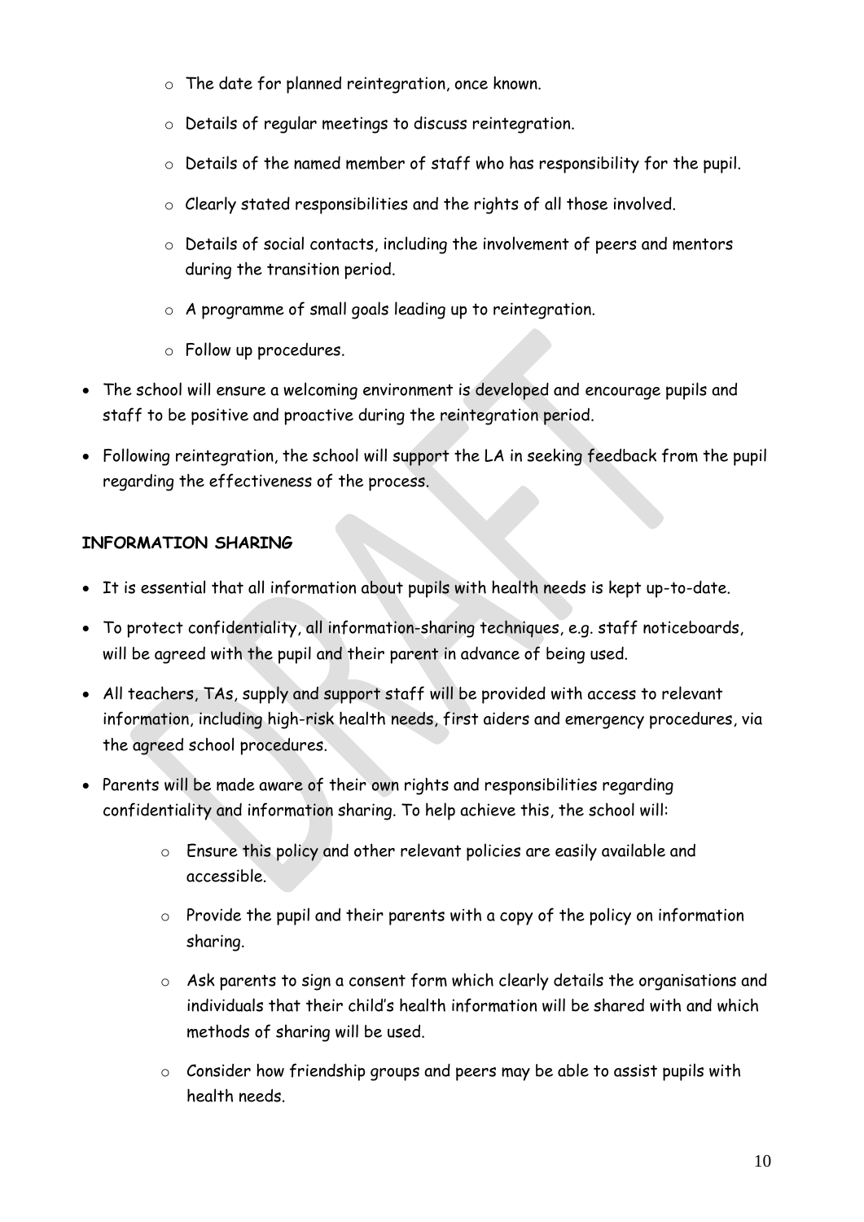- The date for planned reintegration, once known.
  - Details of regular meetings to discuss reintegration.
  - Details of the named member of staff who has responsibility for the pupil.
  - Clearly stated responsibilities and the rights of all those involved.
  - Details of social contacts, including the involvement of peers and mentors during the transition period.
  - A programme of small goals leading up to reintegration.
  - Follow up procedures.
- The school will ensure a welcoming environment is developed and encourage pupils and staff to be positive and proactive during the reintegration period.
- Following reintegration, the school will support the LA in seeking feedback from the pupil regarding the effectiveness of the process.

**INFORMATION SHARING**

- It is essential that all information about pupils with health needs is kept up-to-date.
- To protect confidentiality, all information-sharing techniques, e.g. staff noticeboards, will be agreed with the pupil and their parent in advance of being used.
- All teachers, TAs, supply and support staff will be provided with access to relevant information, including high-risk health needs, first aiders and emergency procedures, via the agreed school procedures.
- Parents will be made aware of their own rights and responsibilities regarding confidentiality and information sharing. To help achieve this, the school will:
  - Ensure this policy and other relevant policies are easily available and accessible.
  - Provide the pupil and their parents with a copy of the policy on information sharing.
  - Ask parents to sign a consent form which clearly details the organisations and individuals that their child's health information will be shared with and which methods of sharing will be used.
  - Consider how friendship groups and peers may be able to assist pupils with health needs.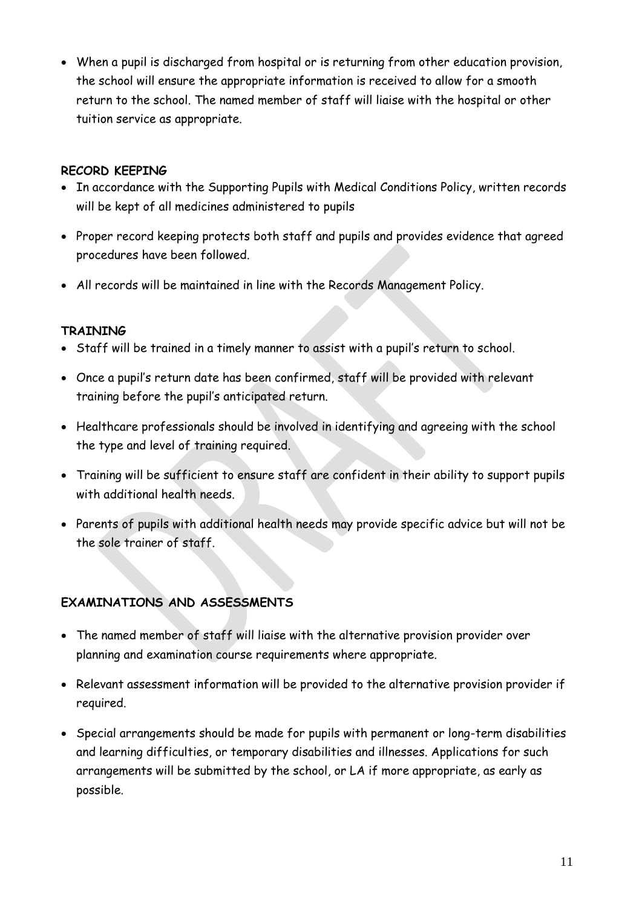- When a pupil is discharged from hospital or is returning from other education provision, the school will ensure the appropriate information is received to allow for a smooth return to the school. The named member of staff will liaise with the hospital or other tuition service as appropriate.

**RECORD KEEPING**

- In accordance with the Supporting Pupils with Medical Conditions Policy, written records will be kept of all medicines administered to pupils
- Proper record keeping protects both staff and pupils and provides evidence that agreed procedures have been followed.
- All records will be maintained in line with the Records Management Policy.

**TRAINING**

- Staff will be trained in a timely manner to assist with a pupil's return to school.
- Once a pupil's return date has been confirmed, staff will be provided with relevant training before the pupil's anticipated return.
- Healthcare professionals should be involved in identifying and agreeing with the school the type and level of training required.
- Training will be sufficient to ensure staff are confident in their ability to support pupils with additional health needs.
- Parents of pupils with additional health needs may provide specific advice but will not be the sole trainer of staff.

**EXAMINATIONS AND ASSESSMENTS**

- The named member of staff will liaise with the alternative provision provider over planning and examination course requirements where appropriate.
- Relevant assessment information will be provided to the alternative provision provider if required.
- Special arrangements should be made for pupils with permanent or long-term disabilities and learning difficulties, or temporary disabilities and illnesses. Applications for such arrangements will be submitted by the school, or LA if more appropriate, as early as possible.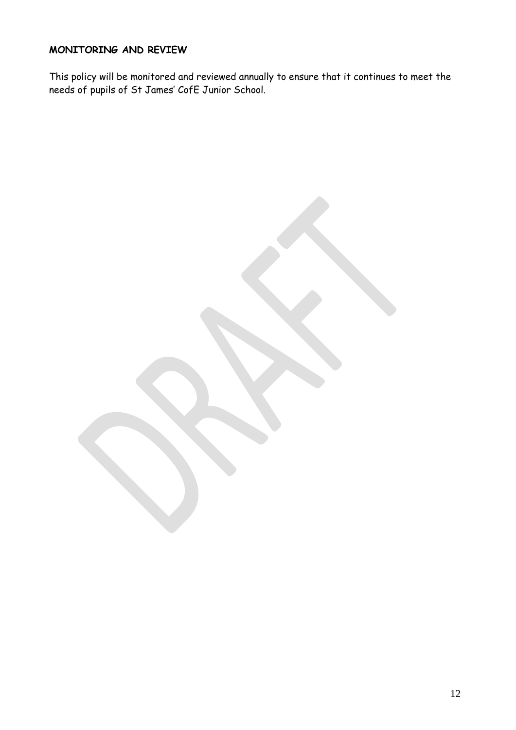## MONITORING AND REVIEW

This policy will be monitored and reviewed annually to ensure that it continues to meet the needs of pupils of St James' CofE Junior School.